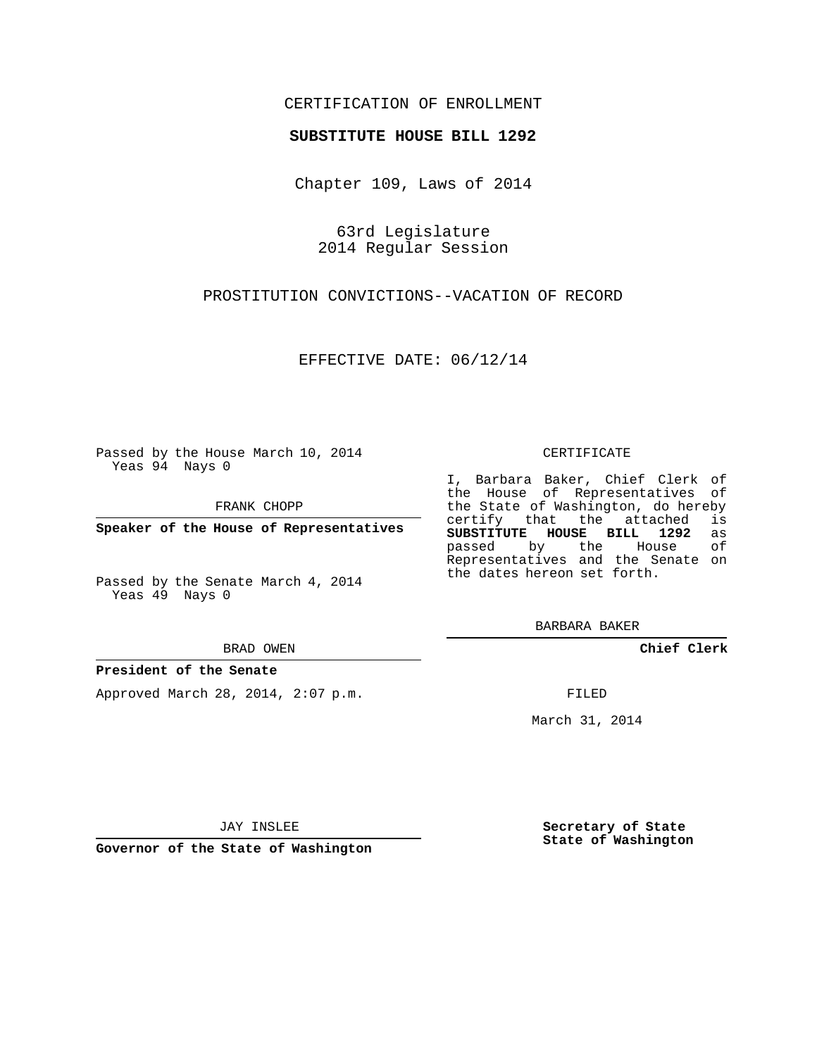CERTIFICATION OF ENROLLMENT

**SUBSTITUTE HOUSE BILL 1292**

Chapter 109, Laws of 2014

63rd Legislature
2014 Regular Session

PROSTITUTION CONVICTIONS--VACATION OF RECORD

EFFECTIVE DATE: 06/12/14

Passed by the House March 10, 2014
Yeas 94 Nays 0

FRANK CHOPP

**Speaker of the House of Representatives**

Passed by the Senate March 4, 2014
Yeas 49 Nays 0

BRAD OWEN

**President of the Senate**

Approved March 28, 2014, 2:07 p.m.

JAY INSLEE

**Governor of the State of Washington**

CERTIFICATE

I, Barbara Baker, Chief Clerk of the House of Representatives of the State of Washington, do hereby certify that the attached is **SUBSTITUTE HOUSE BILL 1292** as passed by the House of Representatives and the Senate on the dates hereon set forth.

BARBARA BAKER

**Chief Clerk**

FILED

March 31, 2014

**Secretary of State**
**State of Washington**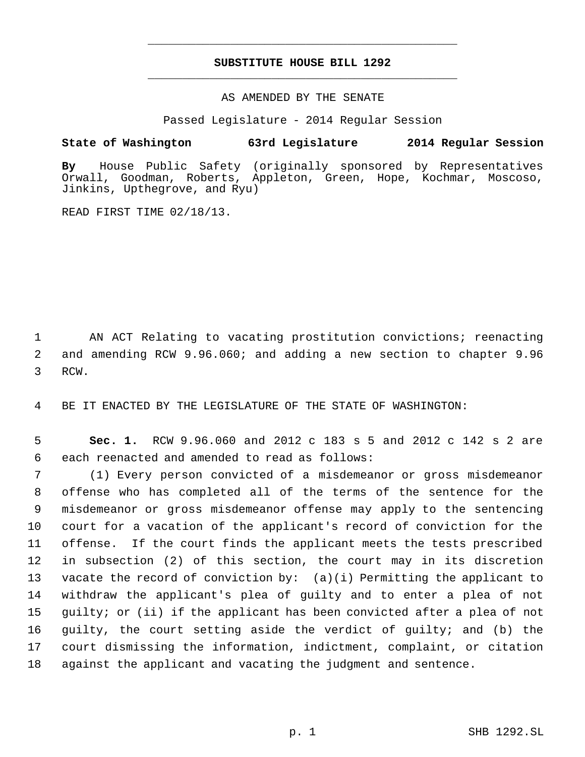# SUBSTITUTE HOUSE BILL 1292

AS AMENDED BY THE SENATE

Passed Legislature - 2014 Regular Session

**State of Washington 63rd Legislature 2014 Regular Session**

**By** House Public Safety (originally sponsored by Representatives Orwall, Goodman, Roberts, Appleton, Green, Hope, Kochmar, Moscoso, Jinkins, Upthegrove, and Ryu)

READ FIRST TIME 02/18/13.

AN ACT Relating to vacating prostitution convictions; reenacting and amending RCW 9.96.060; and adding a new section to chapter 9.96 RCW.

BE IT ENACTED BY THE LEGISLATURE OF THE STATE OF WASHINGTON:

**Sec. 1.** RCW 9.96.060 and 2012 c 183 s 5 and 2012 c 142 s 2 are each reenacted and amended to read as follows:

(1) Every person convicted of a misdemeanor or gross misdemeanor offense who has completed all of the terms of the sentence for the misdemeanor or gross misdemeanor offense may apply to the sentencing court for a vacation of the applicant's record of conviction for the offense. If the court finds the applicant meets the tests prescribed in subsection (2) of this section, the court may in its discretion vacate the record of conviction by: (a)(i) Permitting the applicant to withdraw the applicant's plea of guilty and to enter a plea of not guilty; or (ii) if the applicant has been convicted after a plea of not guilty, the court setting aside the verdict of guilty; and (b) the court dismissing the information, indictment, complaint, or citation against the applicant and vacating the judgment and sentence.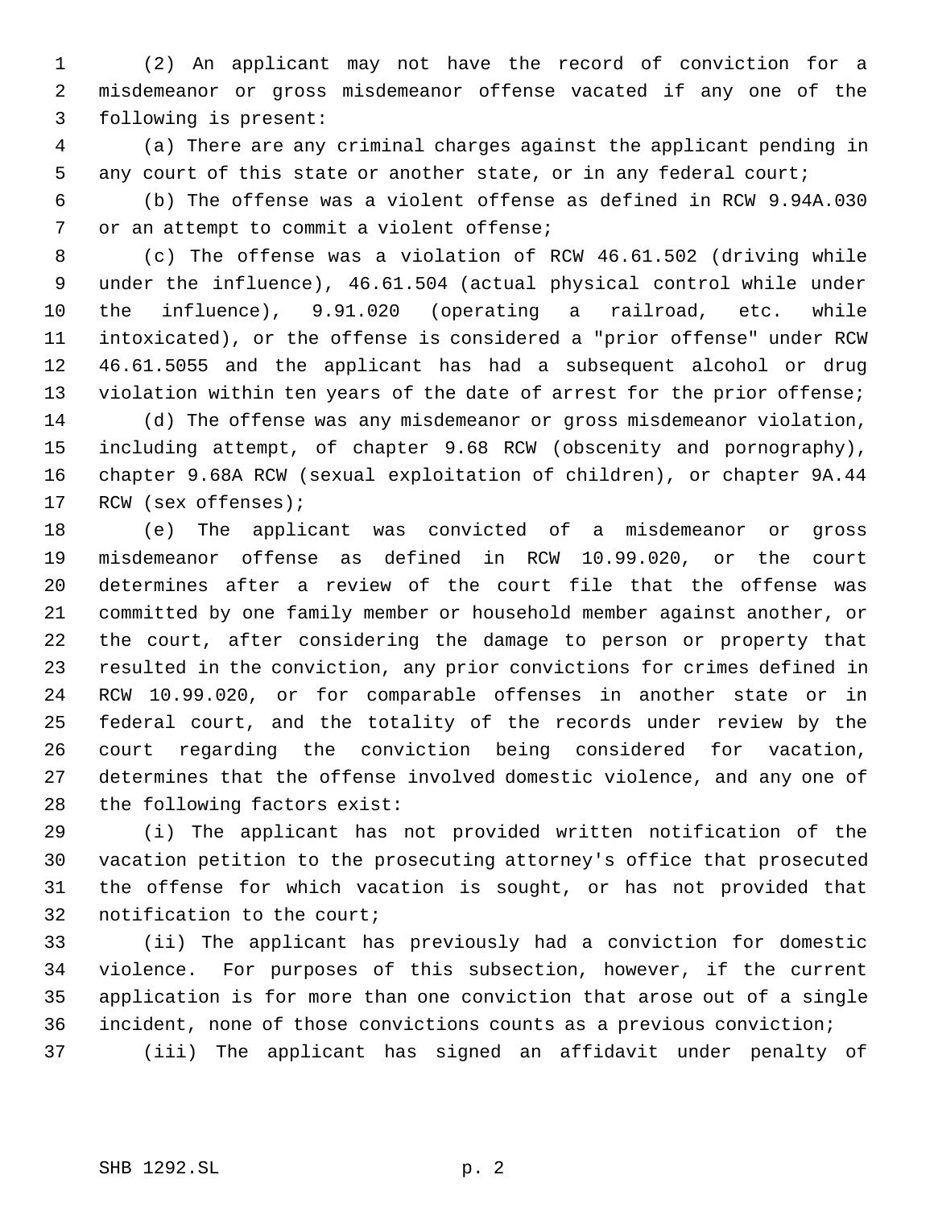(2) An applicant may not have the record of conviction for a misdemeanor or gross misdemeanor offense vacated if any one of the following is present:

(a) There are any criminal charges against the applicant pending in any court of this state or another state, or in any federal court;

(b) The offense was a violent offense as defined in RCW 9.94A.030 or an attempt to commit a violent offense;

(c) The offense was a violation of RCW 46.61.502 (driving while under the influence), 46.61.504 (actual physical control while under the influence), 9.91.020 (operating a railroad, etc. while intoxicated), or the offense is considered a "prior offense" under RCW 46.61.5055 and the applicant has had a subsequent alcohol or drug violation within ten years of the date of arrest for the prior offense;

(d) The offense was any misdemeanor or gross misdemeanor violation, including attempt, of chapter 9.68 RCW (obscenity and pornography), chapter 9.68A RCW (sexual exploitation of children), or chapter 9A.44 RCW (sex offenses);

(e) The applicant was convicted of a misdemeanor or gross misdemeanor offense as defined in RCW 10.99.020, or the court determines after a review of the court file that the offense was committed by one family member or household member against another, or the court, after considering the damage to person or property that resulted in the conviction, any prior convictions for crimes defined in RCW 10.99.020, or for comparable offenses in another state or in federal court, and the totality of the records under review by the court regarding the conviction being considered for vacation, determines that the offense involved domestic violence, and any one of the following factors exist:

(i) The applicant has not provided written notification of the vacation petition to the prosecuting attorney's office that prosecuted the offense for which vacation is sought, or has not provided that notification to the court;

(ii) The applicant has previously had a conviction for domestic violence. For purposes of this subsection, however, if the current application is for more than one conviction that arose out of a single incident, none of those convictions counts as a previous conviction;

(iii) The applicant has signed an affidavit under penalty of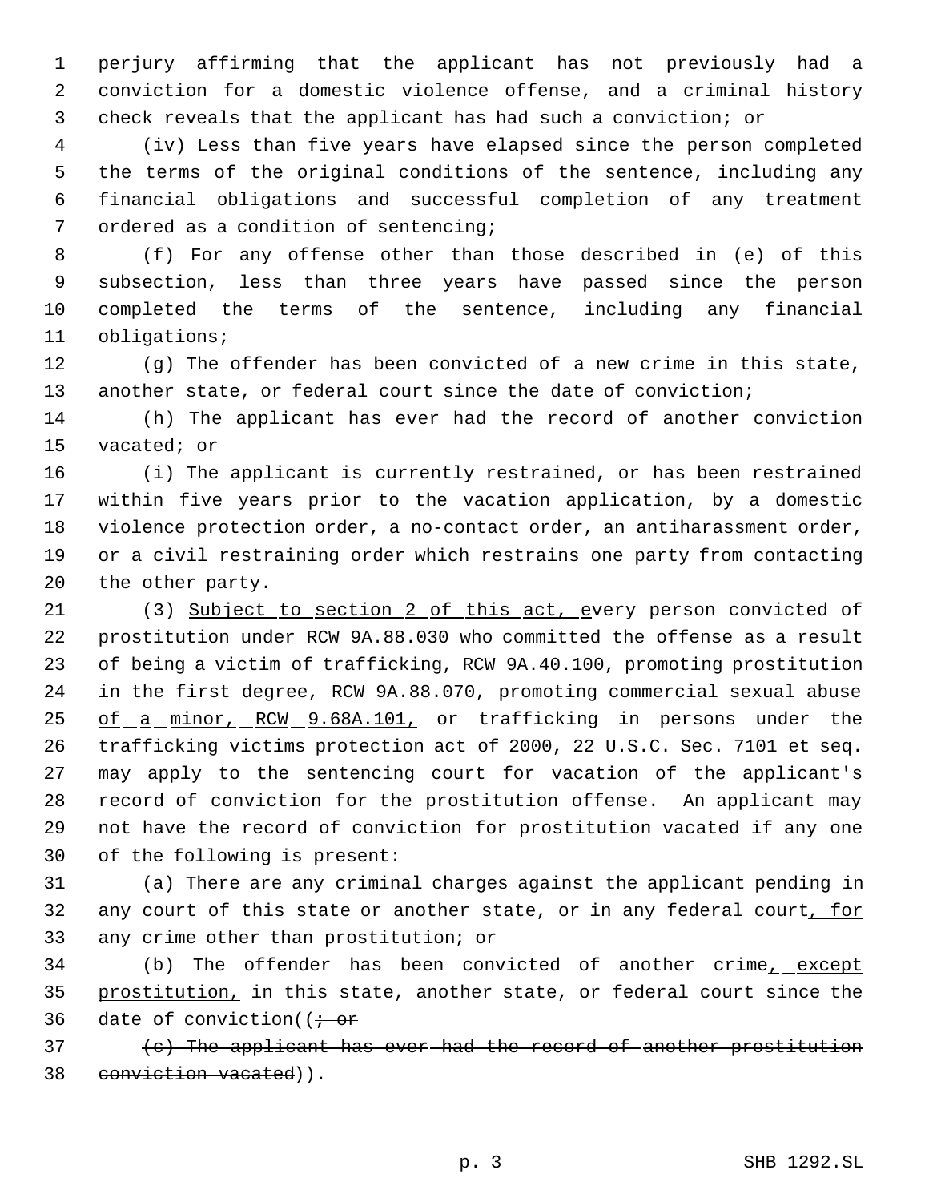perjury affirming that the applicant has not previously had a conviction for a domestic violence offense, and a criminal history check reveals that the applicant has had such a conviction; or

(iv) Less than five years have elapsed since the person completed the terms of the original conditions of the sentence, including any financial obligations and successful completion of any treatment ordered as a condition of sentencing;

(f) For any offense other than those described in (e) of this subsection, less than three years have passed since the person completed the terms of the sentence, including any financial obligations;

(g) The offender has been convicted of a new crime in this state, another state, or federal court since the date of conviction;

(h) The applicant has ever had the record of another conviction vacated; or

(i) The applicant is currently restrained, or has been restrained within five years prior to the vacation application, by a domestic violence protection order, a no-contact order, an antiharassment order, or a civil restraining order which restrains one party from contacting the other party.

(3) Subject to section 2 of this act, every person convicted of prostitution under RCW 9A.88.030 who committed the offense as a result of being a victim of trafficking, RCW 9A.40.100, promoting prostitution in the first degree, RCW 9A.88.070, promoting commercial sexual abuse of a minor, RCW 9.68A.101, or trafficking in persons under the trafficking victims protection act of 2000, 22 U.S.C. Sec. 7101 et seq. may apply to the sentencing court for vacation of the applicant's record of conviction for the prostitution offense. An applicant may not have the record of conviction for prostitution vacated if any one of the following is present:

(a) There are any criminal charges against the applicant pending in any court of this state or another state, or in any federal court, for any crime other than prostitution; or

(b) The offender has been convicted of another crime, except prostitution, in this state, another state, or federal court since the date of conviction((~~; or~~

~~(c) The applicant has ever had the record of another prostitution conviction vacated~~)).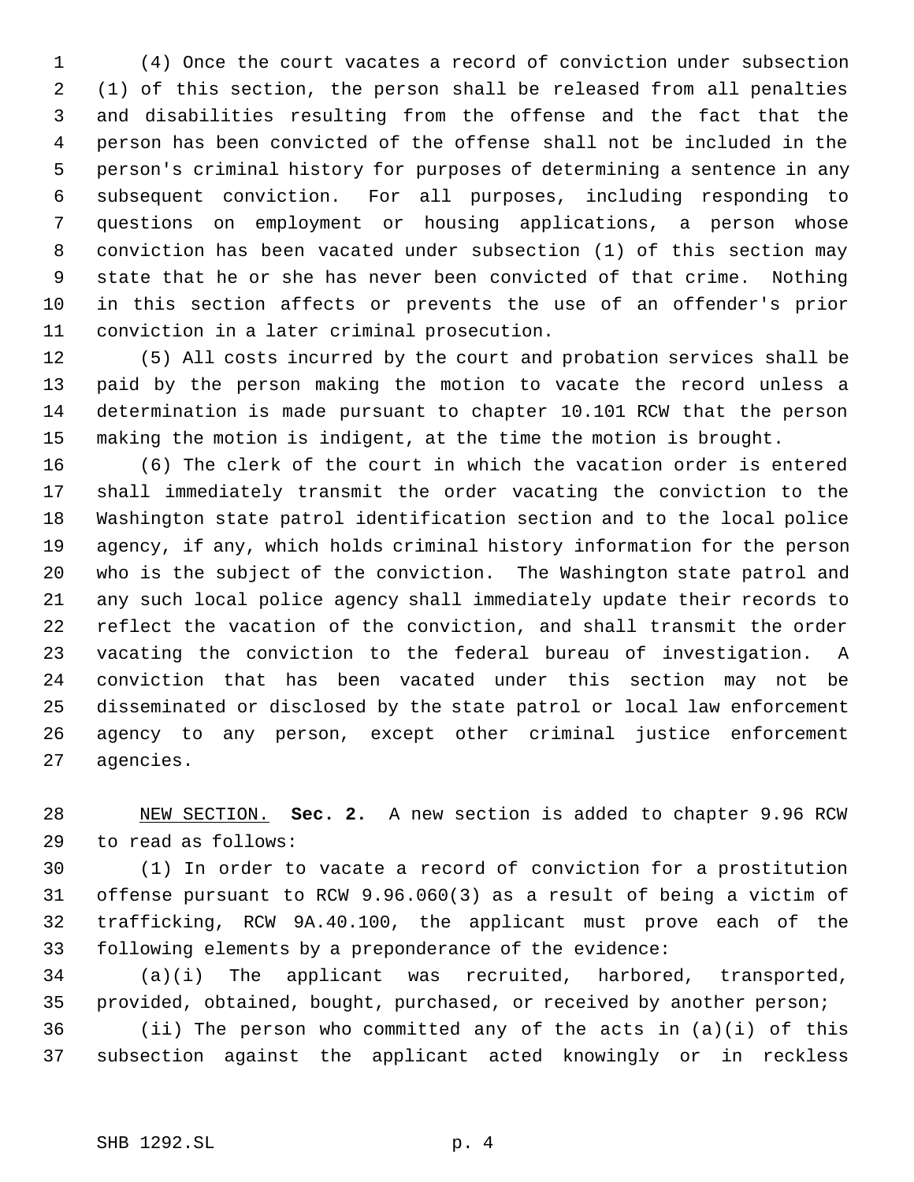(4) Once the court vacates a record of conviction under subsection (1) of this section, the person shall be released from all penalties and disabilities resulting from the offense and the fact that the person has been convicted of the offense shall not be included in the person's criminal history for purposes of determining a sentence in any subsequent conviction. For all purposes, including responding to questions on employment or housing applications, a person whose conviction has been vacated under subsection (1) of this section may state that he or she has never been convicted of that crime. Nothing in this section affects or prevents the use of an offender's prior conviction in a later criminal prosecution.

(5) All costs incurred by the court and probation services shall be paid by the person making the motion to vacate the record unless a determination is made pursuant to chapter 10.101 RCW that the person making the motion is indigent, at the time the motion is brought.

(6) The clerk of the court in which the vacation order is entered shall immediately transmit the order vacating the conviction to the Washington state patrol identification section and to the local police agency, if any, which holds criminal history information for the person who is the subject of the conviction. The Washington state patrol and any such local police agency shall immediately update their records to reflect the vacation of the conviction, and shall transmit the order vacating the conviction to the federal bureau of investigation. A conviction that has been vacated under this section may not be disseminated or disclosed by the state patrol or local law enforcement agency to any person, except other criminal justice enforcement agencies.

NEW SECTION. **Sec. 2.** A new section is added to chapter 9.96 RCW to read as follows:

(1) In order to vacate a record of conviction for a prostitution offense pursuant to RCW 9.96.060(3) as a result of being a victim of trafficking, RCW 9A.40.100, the applicant must prove each of the following elements by a preponderance of the evidence:

(a)(i) The applicant was recruited, harbored, transported, provided, obtained, bought, purchased, or received by another person;

(ii) The person who committed any of the acts in (a)(i) of this subsection against the applicant acted knowingly or in reckless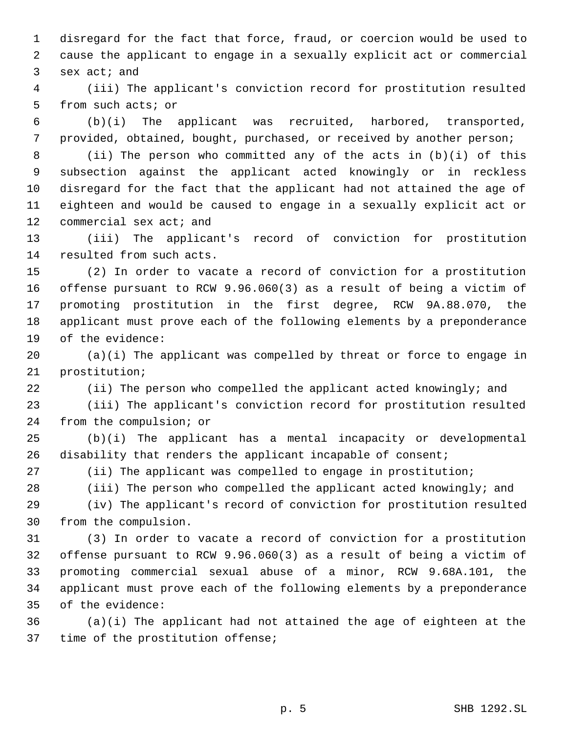disregard for the fact that force, fraud, or coercion would be used to cause the applicant to engage in a sexually explicit act or commercial sex act; and

(iii) The applicant's conviction record for prostitution resulted from such acts; or

(b)(i) The applicant was recruited, harbored, transported, provided, obtained, bought, purchased, or received by another person;

(ii) The person who committed any of the acts in (b)(i) of this subsection against the applicant acted knowingly or in reckless disregard for the fact that the applicant had not attained the age of eighteen and would be caused to engage in a sexually explicit act or commercial sex act; and

(iii) The applicant's record of conviction for prostitution resulted from such acts.

(2) In order to vacate a record of conviction for a prostitution offense pursuant to RCW 9.96.060(3) as a result of being a victim of promoting prostitution in the first degree, RCW 9A.88.070, the applicant must prove each of the following elements by a preponderance of the evidence:

(a)(i) The applicant was compelled by threat or force to engage in prostitution;

(ii) The person who compelled the applicant acted knowingly; and

(iii) The applicant's conviction record for prostitution resulted from the compulsion; or

(b)(i) The applicant has a mental incapacity or developmental disability that renders the applicant incapable of consent;

(ii) The applicant was compelled to engage in prostitution;

(iii) The person who compelled the applicant acted knowingly; and

(iv) The applicant's record of conviction for prostitution resulted from the compulsion.

(3) In order to vacate a record of conviction for a prostitution offense pursuant to RCW 9.96.060(3) as a result of being a victim of promoting commercial sexual abuse of a minor, RCW 9.68A.101, the applicant must prove each of the following elements by a preponderance of the evidence:

(a)(i) The applicant had not attained the age of eighteen at the time of the prostitution offense;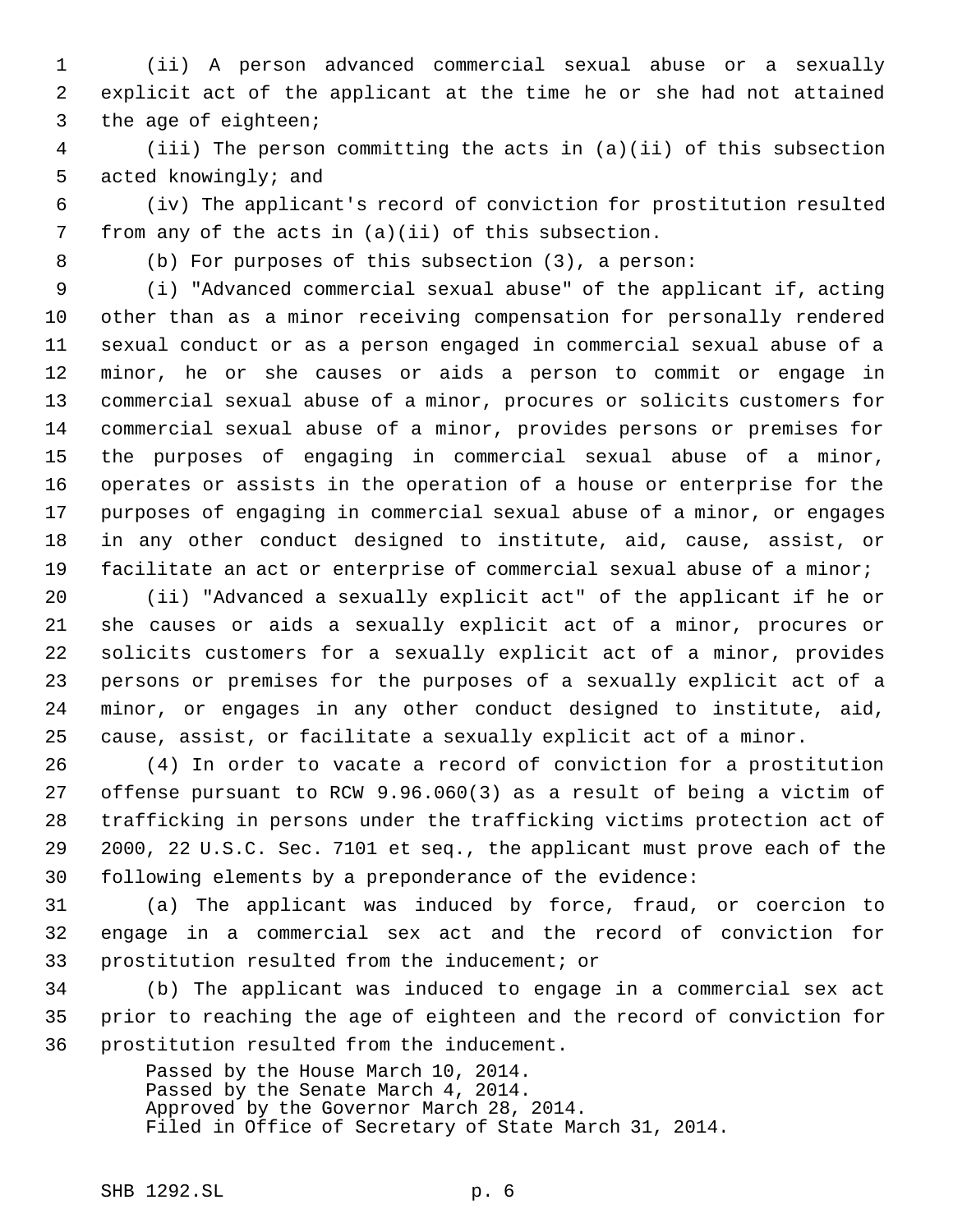(ii) A person advanced commercial sexual abuse or a sexually explicit act of the applicant at the time he or she had not attained the age of eighteen;

(iii) The person committing the acts in (a)(ii) of this subsection acted knowingly; and

(iv) The applicant's record of conviction for prostitution resulted from any of the acts in (a)(ii) of this subsection.

(b) For purposes of this subsection (3), a person:

(i) "Advanced commercial sexual abuse" of the applicant if, acting other than as a minor receiving compensation for personally rendered sexual conduct or as a person engaged in commercial sexual abuse of a minor, he or she causes or aids a person to commit or engage in commercial sexual abuse of a minor, procures or solicits customers for commercial sexual abuse of a minor, provides persons or premises for the purposes of engaging in commercial sexual abuse of a minor, operates or assists in the operation of a house or enterprise for the purposes of engaging in commercial sexual abuse of a minor, or engages in any other conduct designed to institute, aid, cause, assist, or facilitate an act or enterprise of commercial sexual abuse of a minor;

(ii) "Advanced a sexually explicit act" of the applicant if he or she causes or aids a sexually explicit act of a minor, procures or solicits customers for a sexually explicit act of a minor, provides persons or premises for the purposes of a sexually explicit act of a minor, or engages in any other conduct designed to institute, aid, cause, assist, or facilitate a sexually explicit act of a minor.

(4) In order to vacate a record of conviction for a prostitution offense pursuant to RCW 9.96.060(3) as a result of being a victim of trafficking in persons under the trafficking victims protection act of 2000, 22 U.S.C. Sec. 7101 et seq., the applicant must prove each of the following elements by a preponderance of the evidence:

(a) The applicant was induced by force, fraud, or coercion to engage in a commercial sex act and the record of conviction for prostitution resulted from the inducement; or

(b) The applicant was induced to engage in a commercial sex act prior to reaching the age of eighteen and the record of conviction for prostitution resulted from the inducement.

Passed by the House March 10, 2014.
Passed by the Senate March 4, 2014.
Approved by the Governor March 28, 2014.
Filed in Office of Secretary of State March 31, 2014.